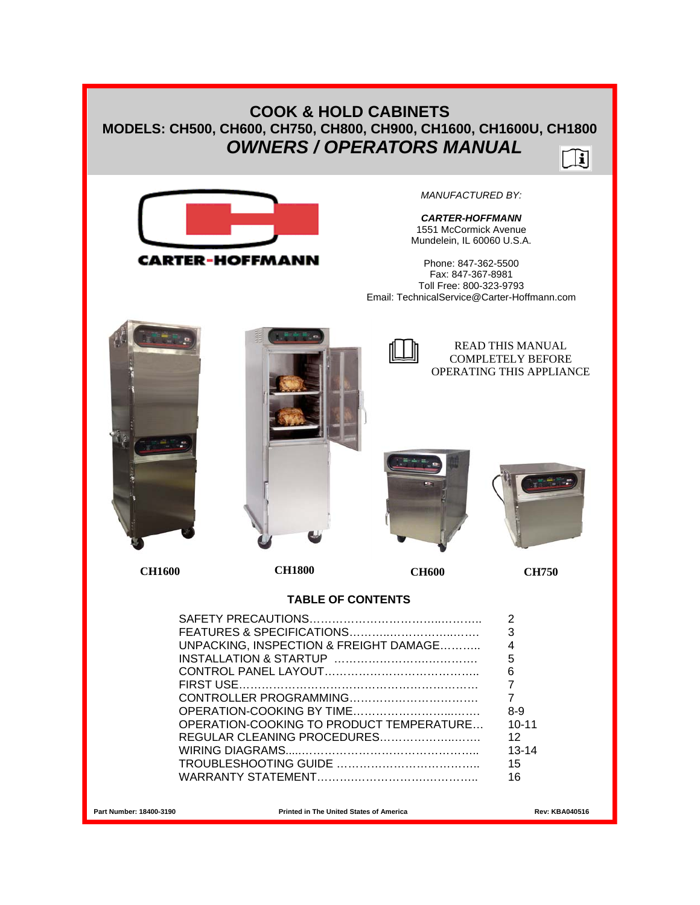# COOK & HOLD CABINETS

## MODELS: CH500, CH600, CH750, CH800, CH900, CH1600, CH1600U, CH1800

## *OWNERS / OPERATORS MANUAL*

CARTER-HOFFMANN

*MANUFACTURED BY:*

***CARTER-HOFFMANN***
1551 McCormick Avenue
Mundelein, IL 60060 U.S.A.

Phone: 847-362-5500
Fax: 847-367-8981
Toll Free: 800-323-9793
Email: TechnicalService@Carter-Hoffmann.com

READ THIS MANUAL COMPLETELY BEFORE OPERATING THIS APPLIANCE

**CH1600** **CH1800** **CH600** **CH750**

### TABLE OF CONTENTS

| | |
|---|---|
| SAFETY PRECAUTIONS | 2 |
| FEATURES & SPECIFICATIONS | 3 |
| UNPACKING, INSPECTION & FREIGHT DAMAGE | 4 |
| INSTALLATION & STARTUP | 5 |
| CONTROL PANEL LAYOUT | 6 |
| FIRST USE | 7 |
| CONTROLLER PROGRAMMING | 7 |
| OPERATION-COOKING BY TIME | 8-9 |
| OPERATION-COOKING TO PRODUCT TEMPERATURE | 10-11 |
| REGULAR CLEANING PROCEDURES | 12 |
| WIRING DIAGRAMS | 13-14 |
| TROUBLESHOOTING GUIDE | 15 |
| WARRANTY STATEMENT | 16 |

Part Number: 18400-3190 Printed in The United States of America Rev: KBA040516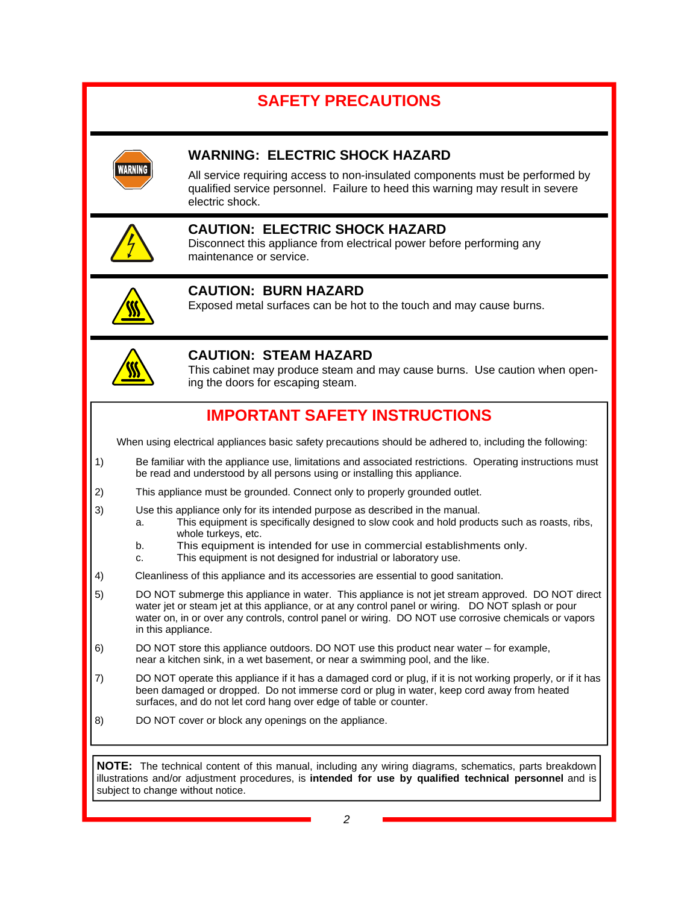# SAFETY PRECAUTIONS

### WARNING: ELECTRIC SHOCK HAZARD

All service requiring access to non-insulated components must be performed by qualified service personnel. Failure to heed this warning may result in severe electric shock.

### CAUTION: ELECTRIC SHOCK HAZARD

Disconnect this appliance from electrical power before performing any maintenance or service.

### CAUTION: BURN HAZARD

Exposed metal surfaces can be hot to the touch and may cause burns.

### CAUTION: STEAM HAZARD

This cabinet may produce steam and may cause burns. Use caution when opening the doors for escaping steam.

## IMPORTANT SAFETY INSTRUCTIONS

When using electrical appliances basic safety precautions should be adhered to, including the following:

1) Be familiar with the appliance use, limitations and associated restrictions. Operating instructions must be read and understood by all persons using or installing this appliance.
2) This appliance must be grounded. Connect only to properly grounded outlet.
3) Use this appliance only for its intended purpose as described in the manual.
   a. This equipment is specifically designed to slow cook and hold products such as roasts, ribs, whole turkeys, etc.
   b. This equipment is intended for use in commercial establishments only.
   c. This equipment is not designed for industrial or laboratory use.
4) Cleanliness of this appliance and its accessories are essential to good sanitation.
5) DO NOT submerge this appliance in water. This appliance is not jet stream approved. DO NOT direct water jet or steam jet at this appliance, or at any control panel or wiring. DO NOT splash or pour water on, in or over any controls, control panel or wiring. DO NOT use corrosive chemicals or vapors in this appliance.
6) DO NOT store this appliance outdoors. DO NOT use this product near water – for example, near a kitchen sink, in a wet basement, or near a swimming pool, and the like.
7) DO NOT operate this appliance if it has a damaged cord or plug, if it is not working properly, or if it has been damaged or dropped. Do not immerse cord or plug in water, keep cord away from heated surfaces, and do not let cord hang over edge of table or counter.
8) DO NOT cover or block any openings on the appliance.

**NOTE:** The technical content of this manual, including any wiring diagrams, schematics, parts breakdown illustrations and/or adjustment procedures, is **intended for use by qualified technical personnel** and is subject to change without notice.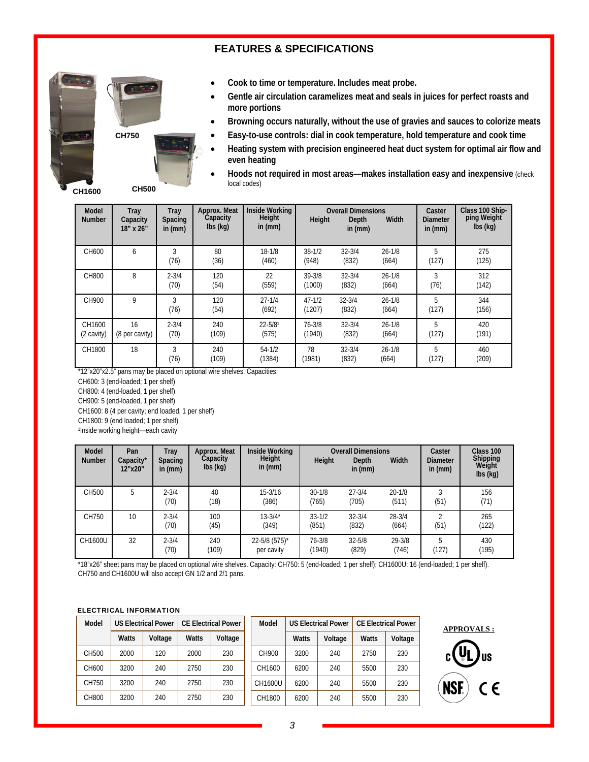# FEATURES & SPECIFICATIONS

CH1600 CH750 CH500

- **Cook to time or temperature. Includes meat probe.**
- **Gentle air circulation caramelizes meat and seals in juices for perfect roasts and more portions**
- **Browning occurs naturally, without the use of gravies and sauces to colorize meats**
- **Easy-to-use controls: dial in cook temperature, hold temperature and cook time**
- **Heating system with precision engineered heat duct system for optimal air flow and even heating**
- **Hoods not required in most areas—makes installation easy and inexpensive** (check local codes)

| Model Number | Tray Capacity 18" x 26" | Tray Spacing in (mm) | Approx. Meat Capacity lbs (kg) | Inside Working Height in (mm) | Overall Dimensions in (mm) Height | Depth | Width | Caster Diameter in (mm) | Class 100 Shipping Weight lbs (kg) |
|---|---|---|---|---|---|---|---|---|---|
| CH600 | 6 | 3 (76) | 80 (36) | 18-1/8 (460) | 38-1/2 (948) | 32-3/4 (832) | 26-1/8 (664) | 5 (127) | 275 (125) |
| CH800 | 8 | 2-3/4 (70) | 120 (54) | 22 (559) | 39-3/8 (1000) | 32-3/4 (832) | 26-1/8 (664) | 3 (76) | 312 (142) |
| CH900 | 9 | 3 (76) | 120 (54) | 27-1/4 (692) | 47-1/2 (1207) | 32-3/4 (832) | 26-1/8 (664) | 5 (127) | 344 (156) |
| CH1600 (2 cavity) | 16 (8 per cavity) | 2-3/4 (70) | 240 (109) | 22-5/8[1] (575) | 76-3/8 (1940) | 32-3/4 (832) | 26-1/8 (664) | 5 (127) | 420 (191) |
| CH1800 | 18 | 3 (76) | 240 (109) | 54-1/2 (1384) | 78 (1981) | 32-3/4 (832) | 26-1/8 (664) | 5 (127) | 460 (209) |

*12"x20"x2.5" pans may be placed on optional wire shelves. Capacities:
CH600: 3 (end-loaded; 1 per shelf)
CH800: 4 (end-loaded, 1 per shelf)
CH900: 5 (end-loaded, 1 per shelf)
CH1600: 8 (4 per cavity; end loaded, 1 per shelf)
CH1800: 9 (end loaded; 1 per shelf)
[1]Inside working height—each cavity

| Model Number | Pan Capacity* 12"x20" | Tray Spacing in (mm) | Approx. Meat Capacity lbs (kg) | Inside Working Height in (mm) | Overall Dimensions in (mm) Height | Depth | Width | Caster Diameter in (mm) | Class 100 Shipping Weight lbs (kg) |
|---|---|---|---|---|---|---|---|---|---|
| CH500 | 5 | 2-3/4 (70) | 40 (18) | 15-3/16 (386) | 30-1/8 (765) | 27-3/4 (705) | 20-1/8 (511) | 3 (51) | 156 (71) |
| CH750 | 10 | 2-3/4 (70) | 100 (45) | 13-3/4* (349) | 33-1/2 (851) | 32-3/4 (832) | 28-3/4 (664) | 2 (51) | 265 (122) |
| CH1600U | 32 | 2-3/4 (70) | 240 (109) | 22-5/8 (575)* per cavity | 76-3/8 (1940) | 32-5/8 (829) | 29-3/8 (746) | 5 (127) | 430 (195) |

*18"x26" sheet pans may be placed on optional wire shelves. Capacity: CH750: 5 (end-loaded; 1 per shelf); CH1600U: 16 (end-loaded; 1 per shelf).
CH750 and CH1600U will also accept GN 1/2 and 2/1 pans.

### ELECTRICAL INFORMATION

| Model | US Electrical Power | | CE Electrical Power | |
|---|---|---|---|---|
| | Watts | Voltage | Watts | Voltage |
| CH500 | 2000 | 120 | 2000 | 230 |
| CH600 | 3200 | 240 | 2750 | 230 |
| CH750 | 3200 | 240 | 2750 | 230 |
| CH800 | 3200 | 240 | 2750 | 230 |

| Model | US Electrical Power | | CE Electrical Power | |
|---|---|---|---|---|
| | Watts | Voltage | Watts | Voltage |
| CH900 | 3200 | 240 | 2750 | 230 |
| CH1600 | 6200 | 240 | 5500 | 230 |
| CH1600U | 6200 | 240 | 5500 | 230 |
| CH1800 | 6200 | 240 | 5500 | 230 |

**APPROVALS :**

c UL us, NSF, CE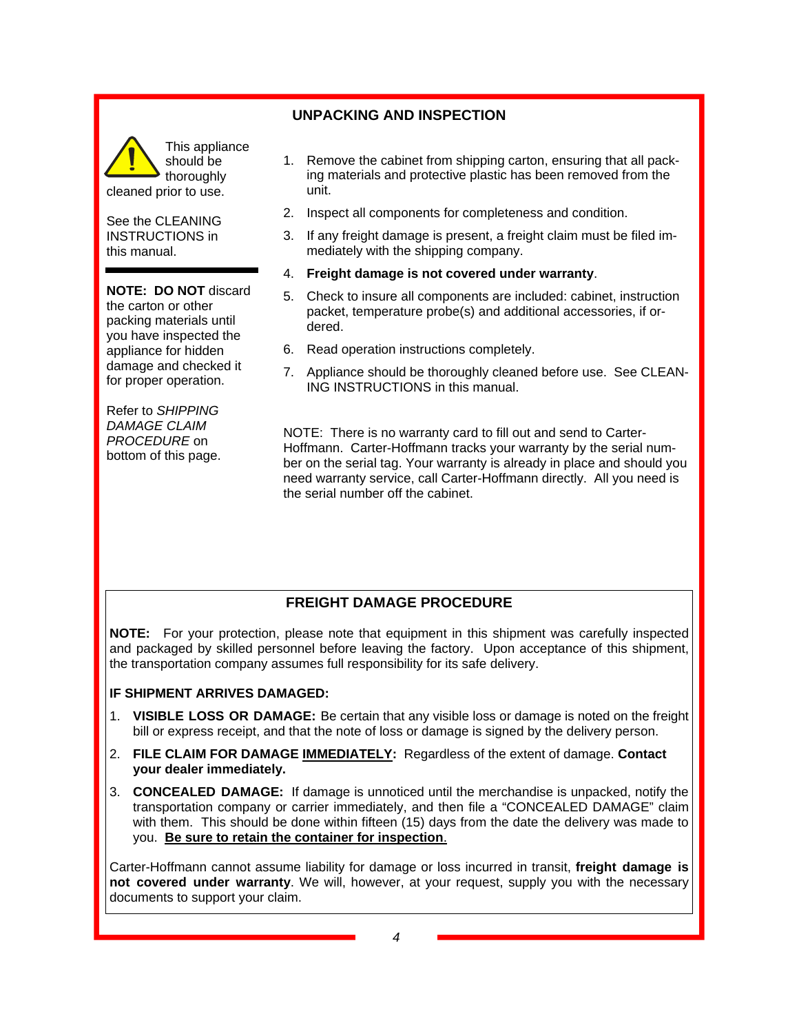## UNPACKING AND INSPECTION

This appliance should be thoroughly cleaned prior to use.

See the CLEANING INSTRUCTIONS in this manual.

**NOTE: DO NOT** discard the carton or other packing materials until you have inspected the appliance for hidden damage and checked it for proper operation.

Refer to *SHIPPING DAMAGE CLAIM PROCEDURE* on bottom of this page.

1. Remove the cabinet from shipping carton, ensuring that all packing materials and protective plastic has been removed from the unit.
2. Inspect all components for completeness and condition.
3. If any freight damage is present, a freight claim must be filed immediately with the shipping company.
4. **Freight damage is not covered under warranty**.
5. Check to insure all components are included: cabinet, instruction packet, temperature probe(s) and additional accessories, if ordered.
6. Read operation instructions completely.
7. Appliance should be thoroughly cleaned before use. See CLEANING INSTRUCTIONS in this manual.

NOTE: There is no warranty card to fill out and send to Carter-Hoffmann. Carter-Hoffmann tracks your warranty by the serial number on the serial tag. Your warranty is already in place and should you need warranty service, call Carter-Hoffmann directly. All you need is the serial number off the cabinet.

## FREIGHT DAMAGE PROCEDURE

**NOTE:** For your protection, please note that equipment in this shipment was carefully inspected and packaged by skilled personnel before leaving the factory. Upon acceptance of this shipment, the transportation company assumes full responsibility for its safe delivery.

**IF SHIPMENT ARRIVES DAMAGED:**

1. **VISIBLE LOSS OR DAMAGE:** Be certain that any visible loss or damage is noted on the freight bill or express receipt, and that the note of loss or damage is signed by the delivery person.
2. **FILE CLAIM FOR DAMAGE IMMEDIATELY:** Regardless of the extent of damage. **Contact your dealer immediately.**
3. **CONCEALED DAMAGE:** If damage is unnoticed until the merchandise is unpacked, notify the transportation company or carrier immediately, and then file a "CONCEALED DAMAGE" claim with them. This should be done within fifteen (15) days from the date the delivery was made to you. **Be sure to retain the container for inspection**.

Carter-Hoffmann cannot assume liability for damage or loss incurred in transit, **freight damage is not covered under warranty**. We will, however, at your request, supply you with the necessary documents to support your claim.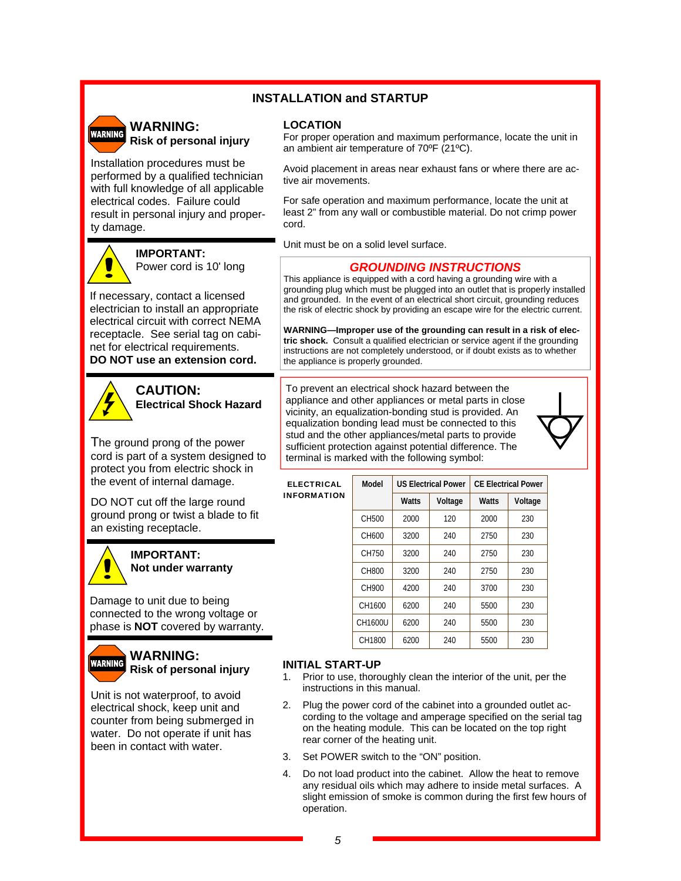# INSTALLATION and STARTUP

## WARNING:
**Risk of personal injury**

Installation procedures must be performed by a qualified technician with full knowledge of all applicable electrical codes. Failure could result in personal injury and property damage.

## IMPORTANT:
Power cord is 10' long

If necessary, contact a licensed electrician to install an appropriate electrical circuit with correct NEMA receptacle. See serial tag on cabinet for electrical requirements.
**DO NOT use an extension cord.**

## CAUTION:
**Electrical Shock Hazard**

The ground prong of the power cord is part of a system designed to protect you from electric shock in the event of internal damage.

DO NOT cut off the large round ground prong or twist a blade to fit an existing receptacle.

## IMPORTANT:
**Not under warranty**

Damage to unit due to being connected to the wrong voltage or phase is **NOT** covered by warranty.

## WARNING:
**Risk of personal injury**

Unit is not waterproof, to avoid electrical shock, keep unit and counter from being submerged in water. Do not operate if unit has been in contact with water.

## LOCATION

For proper operation and maximum performance, locate the unit in an ambient air temperature of 70ºF (21ºC).

Avoid placement in areas near exhaust fans or where there are active air movements.

For safe operation and maximum performance, locate the unit at least 2" from any wall or combustible material. Do not crimp power cord.

Unit must be on a solid level surface.

### *GROUNDING INSTRUCTIONS*

This appliance is equipped with a cord having a grounding wire with a grounding plug which must be plugged into an outlet that is properly installed and grounded. In the event of an electrical short circuit, grounding reduces the risk of electric shock by providing an escape wire for the electric current.

**WARNING—Improper use of the grounding can result in a risk of electric shock.** Consult a qualified electrician or service agent if the grounding instructions are not completely understood, or if doubt exists as to whether the appliance is properly grounded.

To prevent an electrical shock hazard between the appliance and other appliances or metal parts in close vicinity, an equalization-bonding stud is provided. An equalization bonding lead must be connected to this stud and the other appliances/metal parts to provide sufficient protection against potential difference. The terminal is marked with the following symbol:

**ELECTRICAL INFORMATION**

| Model | US Electrical Power | | CE Electrical Power | |
|---|---|---|---|---|
| | Watts | Voltage | Watts | Voltage |
| CH500 | 2000 | 120 | 2000 | 230 |
| CH600 | 3200 | 240 | 2750 | 230 |
| CH750 | 3200 | 240 | 2750 | 230 |
| CH800 | 3200 | 240 | 2750 | 230 |
| CH900 | 4200 | 240 | 3700 | 230 |
| CH1600 | 6200 | 240 | 5500 | 230 |
| CH1600U | 6200 | 240 | 5500 | 230 |
| CH1800 | 6200 | 240 | 5500 | 230 |

## INITIAL START-UP

1. Prior to use, thoroughly clean the interior of the unit, per the instructions in this manual.
2. Plug the power cord of the cabinet into a grounded outlet according to the voltage and amperage specified on the serial tag on the heating module. This can be located on the top right rear corner of the heating unit.
3. Set POWER switch to the "ON" position.
4. Do not load product into the cabinet. Allow the heat to remove any residual oils which may adhere to inside metal surfaces. A slight emission of smoke is common during the first few hours of operation.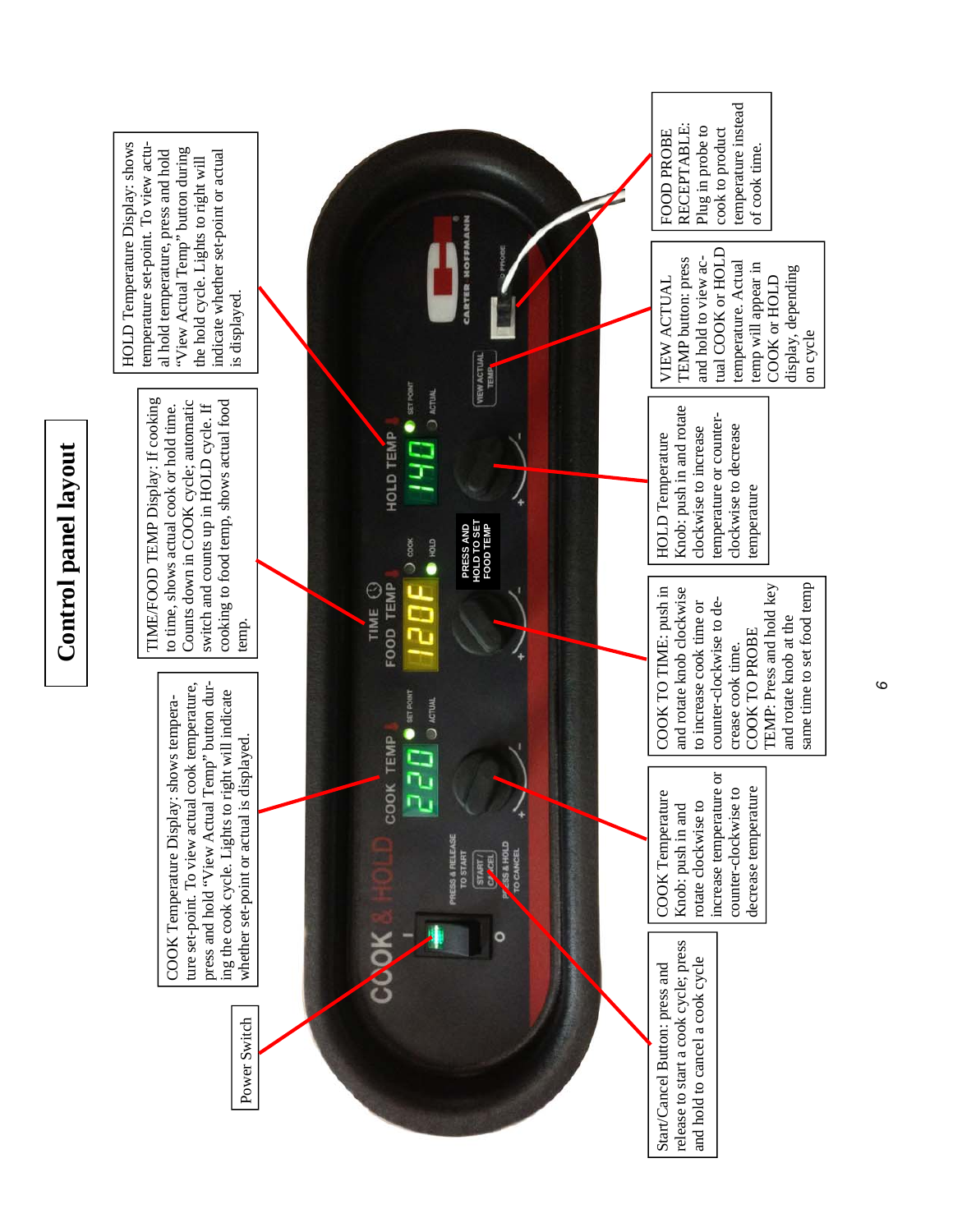# Control panel layout

Power Switch

COOK Temperature Display: shows temperature set-point. To view actual cook temperature, press and hold "View Actual Temp" button during the cook cycle. Lights to right will indicate whether set-point or actual is displayed.

TIME/FOOD TEMP Display: If cooking to time, shows actual cook or hold time. Counts down in COOK cycle; automatic switch and counts up in HOLD cycle. If cooking to food temp, shows actual food temp.

HOLD Temperature Display: shows temperature set-point. To view actual hold temperature, press and hold "View Actual Temp" button during the hold cycle. Lights to right will indicate whether set-point or actual is displayed.

Start/Cancel Button: press and release to start a cook cycle; press and hold to cancel a cook cycle

COOK Temperature Knob: push in and rotate clockwise to increase temperature or counter-clockwise to decrease temperature

COOK TO TIME: push in and rotate knob clockwise to increase cook time or counter-clockwise to decrease cook time.
COOK TO PROBE TEMP: Press and hold key and rotate knob at the same time to set food temp

HOLD Temperature Knob: push in and rotate clockwise to increase temperature or counter-clockwise to decrease temperature

VIEW ACTUAL TEMP button: press and hold to view actual COOK or HOLD temperature. Actual temp will appear in COOK or HOLD display, depending on cycle

FOOD PROBE RECEPTABLE: Plug in probe to cook to product temperature instead of cook time.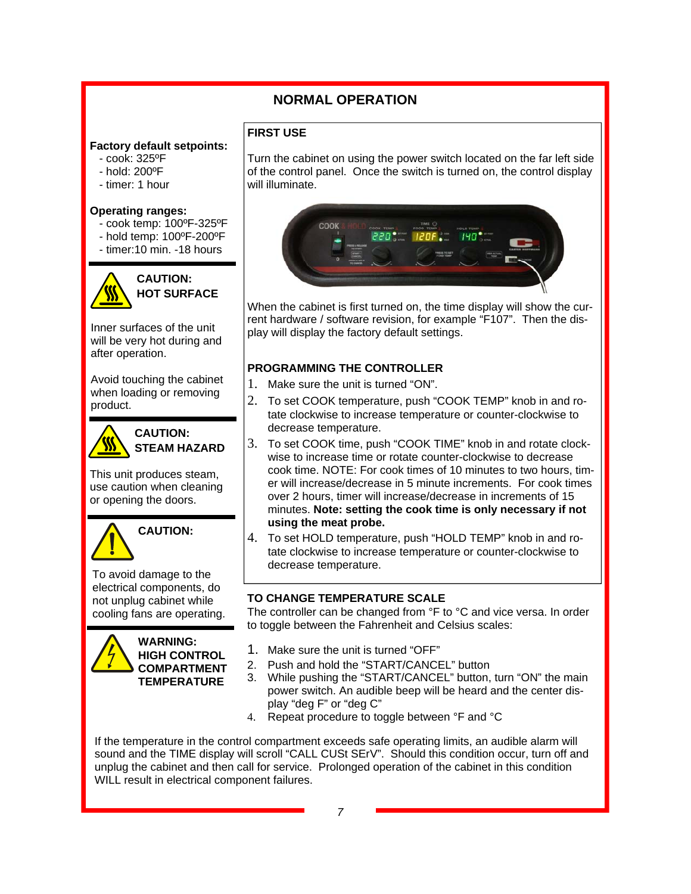# NORMAL OPERATION

**Factory default setpoints:**
- cook: 325ºF
- hold: 200ºF
- timer: 1 hour

**Operating ranges:**
- cook temp: 100ºF-325ºF
- hold temp: 100ºF-200ºF
- timer:10 min. -18 hours

**CAUTION: HOT SURFACE**

Inner surfaces of the unit will be very hot during and after operation.

Avoid touching the cabinet when loading or removing product.

**CAUTION: STEAM HAZARD**

This unit produces steam, use caution when cleaning or opening the doors.

**CAUTION:**

To avoid damage to the electrical components, do not unplug cabinet while cooling fans are operating.

**WARNING: HIGH CONTROL COMPARTMENT TEMPERATURE**

## FIRST USE

Turn the cabinet on using the power switch located on the far left side of the control panel. Once the switch is turned on, the control display will illuminate.

When the cabinet is first turned on, the time display will show the current hardware / software revision, for example "F107". Then the display will display the factory default settings.

## PROGRAMMING THE CONTROLLER

1. Make sure the unit is turned "ON".
2. To set COOK temperature, push "COOK TEMP" knob in and rotate clockwise to increase temperature or counter-clockwise to decrease temperature.
3. To set COOK time, push "COOK TIME" knob in and rotate clockwise to increase time or rotate counter-clockwise to decrease cook time. NOTE: For cook times of 10 minutes to two hours, timer will increase/decrease in 5 minute increments. For cook times over 2 hours, timer will increase/decrease in increments of 15 minutes. **Note: setting the cook time is only necessary if not using the meat probe.**
4. To set HOLD temperature, push "HOLD TEMP" knob in and rotate clockwise to increase temperature or counter-clockwise to decrease temperature.

## TO CHANGE TEMPERATURE SCALE

The controller can be changed from °F to °C and vice versa. In order to toggle between the Fahrenheit and Celsius scales:

1. Make sure the unit is turned "OFF"
2. Push and hold the "START/CANCEL" button
3. While pushing the "START/CANCEL" button, turn "ON" the main power switch. An audible beep will be heard and the center display "deg F" or "deg C"
4. Repeat procedure to toggle between °F and °C

If the temperature in the control compartment exceeds safe operating limits, an audible alarm will sound and the TIME display will scroll "CALL CUSt SErV". Should this condition occur, turn off and unplug the cabinet and then call for service. Prolonged operation of the cabinet in this condition WILL result in electrical component failures.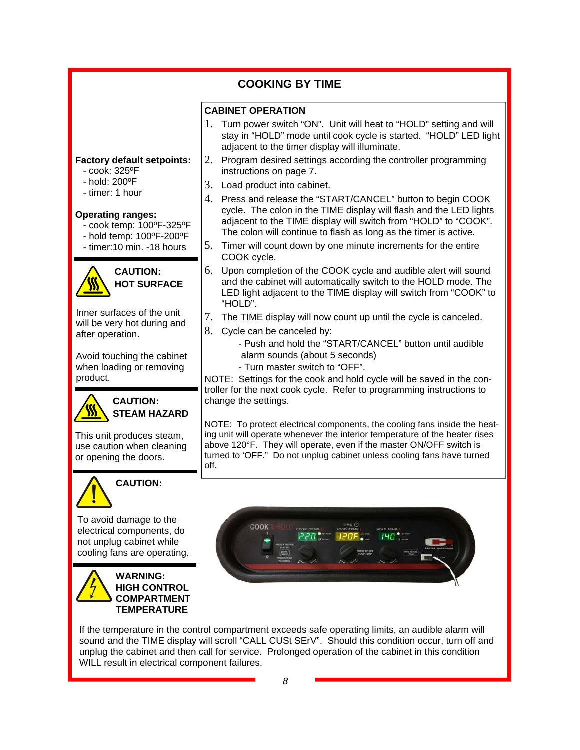# COOKING BY TIME

**Factory default setpoints:**
- cook: 325ºF
- hold: 200ºF
- timer: 1 hour

**Operating ranges:**
- cook temp: 100ºF-325ºF
- hold temp: 100ºF-200ºF
- timer:10 min. -18 hours

**CAUTION: HOT SURFACE**

Inner surfaces of the unit will be very hot during and after operation.

Avoid touching the cabinet when loading or removing product.

**CAUTION: STEAM HAZARD**

This unit produces steam, use caution when cleaning or opening the doors.

**CAUTION:**

To avoid damage to the electrical components, do not unplug cabinet while cooling fans are operating.

**WARNING: HIGH CONTROL COMPARTMENT TEMPERATURE**

## CABINET OPERATION

1. Turn power switch "ON". Unit will heat to "HOLD" setting and will stay in "HOLD" mode until cook cycle is started. "HOLD" LED light adjacent to the timer display will illuminate.
2. Program desired settings according the controller programming instructions on page 7.
3. Load product into cabinet.
4. Press and release the "START/CANCEL" button to begin COOK cycle. The colon in the TIME display will flash and the LED lights adjacent to the TIME display will switch from "HOLD" to "COOK". The colon will continue to flash as long as the timer is active.
5. Timer will count down by one minute increments for the entire COOK cycle.
6. Upon completion of the COOK cycle and audible alert will sound and the cabinet will automatically switch to the HOLD mode. The LED light adjacent to the TIME display will switch from "COOK" to "HOLD".
7. The TIME display will now count up until the cycle is canceled.
8. Cycle can be canceled by:
   - Push and hold the "START/CANCEL" button until audible alarm sounds (about 5 seconds)
   - Turn master switch to "OFF".

NOTE: Settings for the cook and hold cycle will be saved in the controller for the next cook cycle. Refer to programming instructions to change the settings.

NOTE: To protect electrical components, the cooling fans inside the heating unit will operate whenever the interior temperature of the heater rises above 120°F. They will operate, even if the master ON/OFF switch is turned to 'OFF.' Do not unplug cabinet unless cooling fans have turned off.

If the temperature in the control compartment exceeds safe operating limits, an audible alarm will sound and the TIME display will scroll "CALL CUSt SErV". Should this condition occur, turn off and unplug the cabinet and then call for service. Prolonged operation of the cabinet in this condition WILL result in electrical component failures.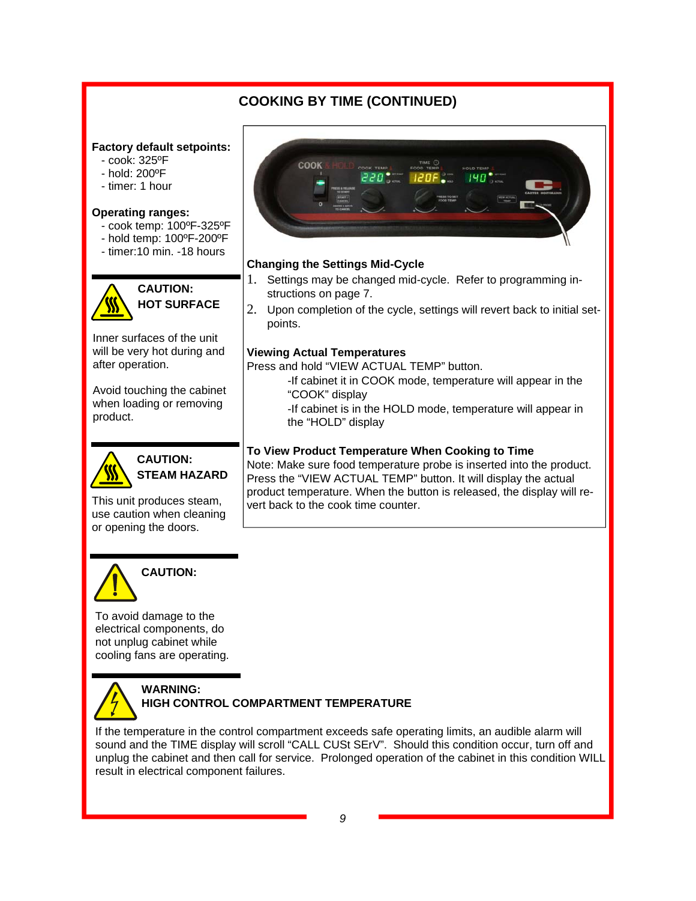## COOKING BY TIME (CONTINUED)

**Factory default setpoints:**
- cook: 325ºF
- hold: 200ºF
- timer: 1 hour

**Operating ranges:**
- cook temp: 100ºF-325ºF
- hold temp: 100ºF-200ºF
- timer:10 min. -18 hours

**CAUTION:**
**HOT SURFACE**

Inner surfaces of the unit will be very hot during and after operation.

Avoid touching the cabinet when loading or removing product.

**CAUTION:**
**STEAM HAZARD**

This unit produces steam, use caution when cleaning or opening the doors.

**CAUTION:**

To avoid damage to the electrical components, do not unplug cabinet while cooling fans are operating.

### Changing the Settings Mid-Cycle

1. Settings may be changed mid-cycle. Refer to programming instructions on page 7.
2. Upon completion of the cycle, settings will revert back to initial setpoints.

### Viewing Actual Temperatures

Press and hold "VIEW ACTUAL TEMP" button.

-If cabinet it in COOK mode, temperature will appear in the "COOK" display

-If cabinet is in the HOLD mode, temperature will appear in the "HOLD" display

### To View Product Temperature When Cooking to Time

Note: Make sure food temperature probe is inserted into the product. Press the "VIEW ACTUAL TEMP" button. It will display the actual product temperature. When the button is released, the display will revert back to the cook time counter.

**WARNING:**
**HIGH CONTROL COMPARTMENT TEMPERATURE**

If the temperature in the control compartment exceeds safe operating limits, an audible alarm will sound and the TIME display will scroll "CALL CUSt SErV". Should this condition occur, turn off and unplug the cabinet and then call for service. Prolonged operation of the cabinet in this condition WILL result in electrical component failures.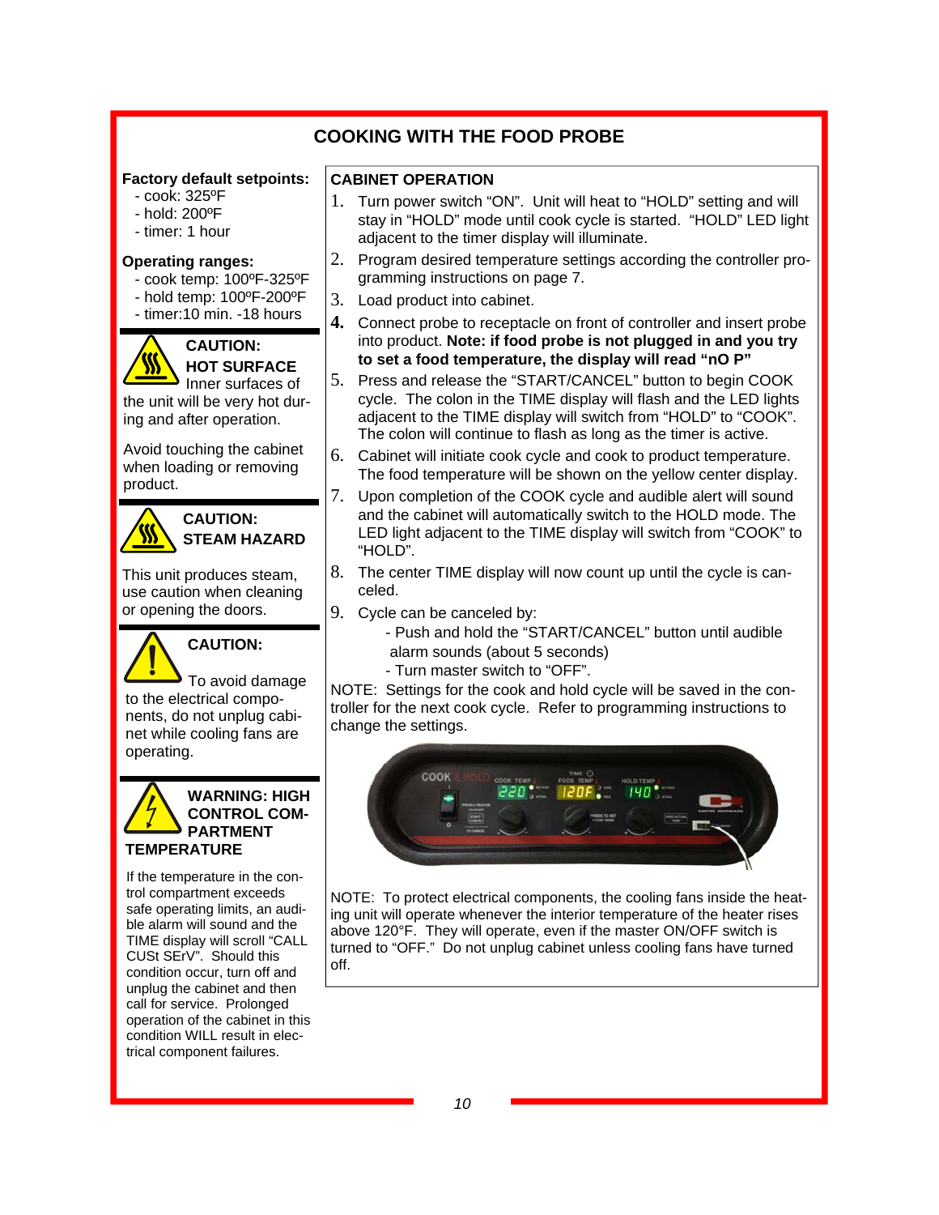# COOKING WITH THE FOOD PROBE

**Factory default setpoints:**
- cook: 325ºF
- hold: 200ºF
- timer: 1 hour

**Operating ranges:**
- cook temp: 100ºF-325ºF
- hold temp: 100ºF-200ºF
- timer:10 min. -18 hours

**CAUTION: HOT SURFACE** Inner surfaces of the unit will be very hot during and after operation.

Avoid touching the cabinet when loading or removing product.

**CAUTION: STEAM HAZARD**

This unit produces steam, use caution when cleaning or opening the doors.

**CAUTION:**

To avoid damage to the electrical components, do not unplug cabinet while cooling fans are operating.

**WARNING: HIGH CONTROL COMPARTMENT TEMPERATURE**

If the temperature in the control compartment exceeds safe operating limits, an audible alarm will sound and the TIME display will scroll "CALL CUSt SErV". Should this condition occur, turn off and unplug the cabinet and then call for service. Prolonged operation of the cabinet in this condition WILL result in electrical component failures.

## CABINET OPERATION

1. Turn power switch "ON". Unit will heat to "HOLD" setting and will stay in "HOLD" mode until cook cycle is started. "HOLD" LED light adjacent to the timer display will illuminate.
2. Program desired temperature settings according the controller programming instructions on page 7.
3. Load product into cabinet.
4. Connect probe to receptacle on front of controller and insert probe into product. **Note: if food probe is not plugged in and you try to set a food temperature, the display will read "nO P"**
5. Press and release the "START/CANCEL" button to begin COOK cycle. The colon in the TIME display will flash and the LED lights adjacent to the TIME display will switch from "HOLD" to "COOK". The colon will continue to flash as long as the timer is active.
6. Cabinet will initiate cook cycle and cook to product temperature. The food temperature will be shown on the yellow center display.
7. Upon completion of the COOK cycle and audible alert will sound and the cabinet will automatically switch to the HOLD mode. The LED light adjacent to the TIME display will switch from "COOK" to "HOLD".
8. The center TIME display will now count up until the cycle is canceled.
9. Cycle can be canceled by:
   - Push and hold the "START/CANCEL" button until audible alarm sounds (about 5 seconds)
   - Turn master switch to "OFF".

NOTE: Settings for the cook and hold cycle will be saved in the controller for the next cook cycle. Refer to programming instructions to change the settings.

NOTE: To protect electrical components, the cooling fans inside the heating unit will operate whenever the interior temperature of the heater rises above 120°F. They will operate, even if the master ON/OFF switch is turned to "OFF." Do not unplug cabinet unless cooling fans have turned off.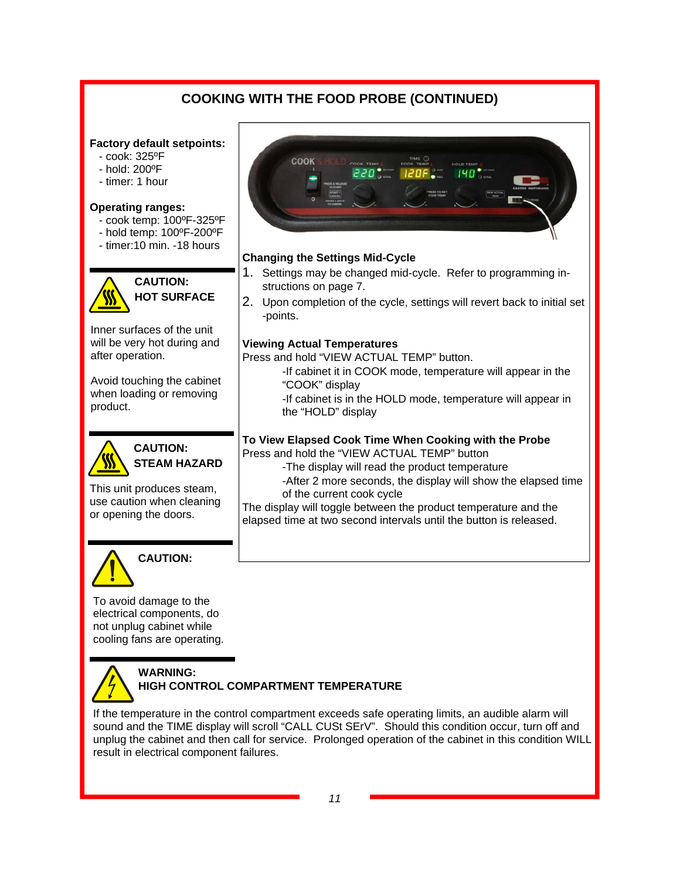# COOKING WITH THE FOOD PROBE (CONTINUED)

**Factory default setpoints:**

- cook: 325ºF
- hold: 200ºF
- timer: 1 hour

**Operating ranges:**

- cook temp: 100ºF-325ºF
- hold temp: 100ºF-200ºF
- timer:10 min. -18 hours

**CAUTION:**
**HOT SURFACE**

Inner surfaces of the unit will be very hot during and after operation.

Avoid touching the cabinet when loading or removing product.

**CAUTION:**
**STEAM HAZARD**

This unit produces steam, use caution when cleaning or opening the doors.

**CAUTION:**

To avoid damage to the electrical components, do not unplug cabinet while cooling fans are operating.

**Changing the Settings Mid-Cycle**

1. Settings may be changed mid-cycle. Refer to programming instructions on page 7.
2. Upon completion of the cycle, settings will revert back to initial set-points.

**Viewing Actual Temperatures**

Press and hold "VIEW ACTUAL TEMP" button.

-If cabinet it in COOK mode, temperature will appear in the "COOK" display

-If cabinet is in the HOLD mode, temperature will appear in the "HOLD" display

**To View Elapsed Cook Time When Cooking with the Probe**

Press and hold the "VIEW ACTUAL TEMP" button

-The display will read the product temperature

-After 2 more seconds, the display will show the elapsed time of the current cook cycle

The display will toggle between the product temperature and the elapsed time at two second intervals until the button is released.

**WARNING:**
**HIGH CONTROL COMPARTMENT TEMPERATURE**

If the temperature in the control compartment exceeds safe operating limits, an audible alarm will sound and the TIME display will scroll "CALL CUSt SErV". Should this condition occur, turn off and unplug the cabinet and then call for service. Prolonged operation of the cabinet in this condition WILL result in electrical component failures.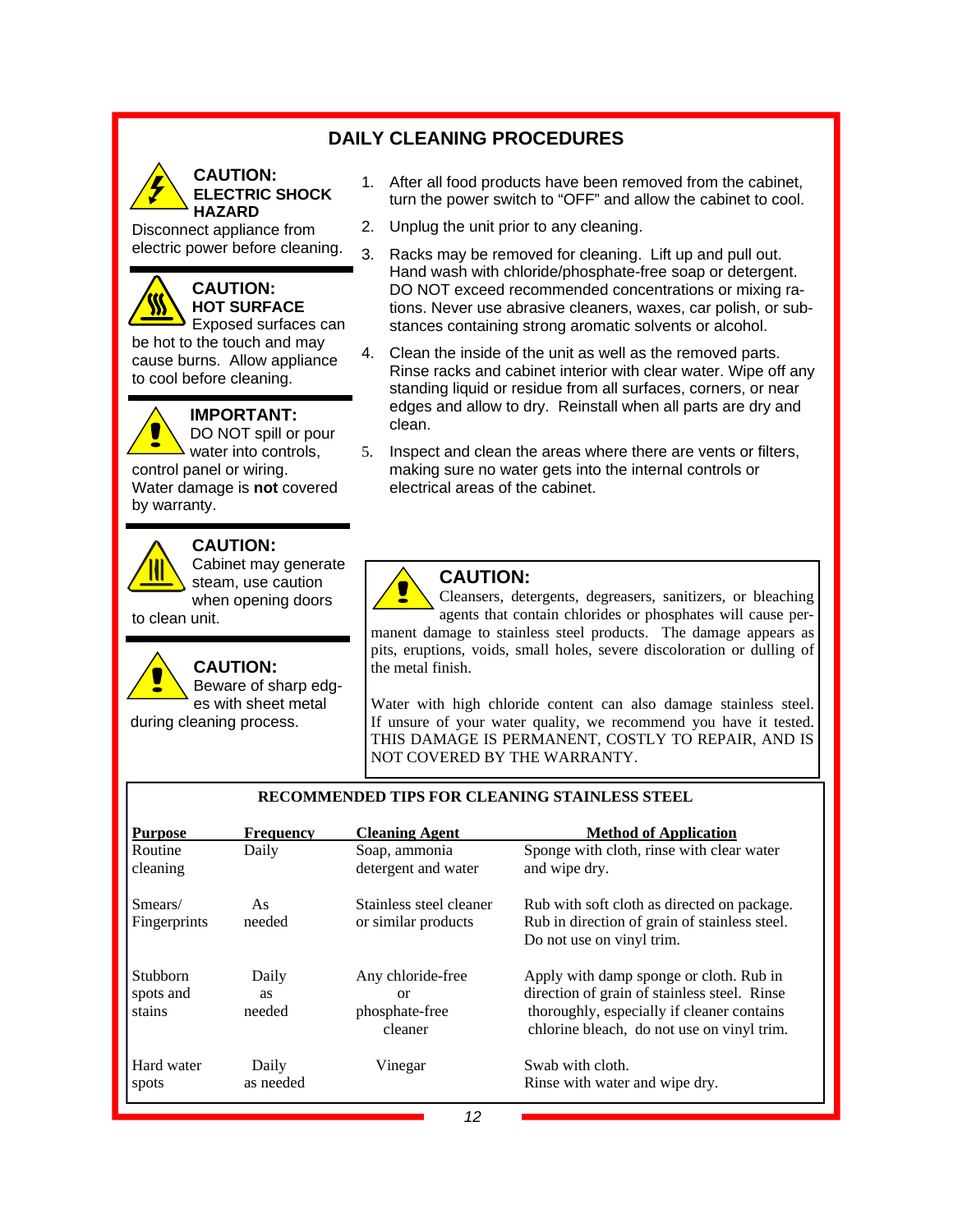# DAILY CLEANING PROCEDURES

**CAUTION:**
**ELECTRIC SHOCK HAZARD**

Disconnect appliance from electric power before cleaning.

**CAUTION:**
**HOT SURFACE**

Exposed surfaces can be hot to the touch and may cause burns. Allow appliance to cool before cleaning.

**IMPORTANT:**

DO NOT spill or pour water into controls, control panel or wiring. Water damage is **not** covered by warranty.

**CAUTION:**

Cabinet may generate steam, use caution when opening doors to clean unit.

**CAUTION:**

Beware of sharp edges with sheet metal during cleaning process.

1. After all food products have been removed from the cabinet, turn the power switch to "OFF" and allow the cabinet to cool.
2. Unplug the unit prior to any cleaning.
3. Racks may be removed for cleaning. Lift up and pull out. Hand wash with chloride/phosphate-free soap or detergent. DO NOT exceed recommended concentrations or mixing ratios. Never use abrasive cleaners, waxes, car polish, or substances containing strong aromatic solvents or alcohol.
4. Clean the inside of the unit as well as the removed parts. Rinse racks and cabinet interior with clear water. Wipe off any standing liquid or residue from all surfaces, corners, or near edges and allow to dry. Reinstall when all parts are dry and clean.
5. Inspect and clean the areas where there are vents or filters, making sure no water gets into the internal controls or electrical areas of the cabinet.

**CAUTION:**

Cleansers, detergents, degreasers, sanitizers, or bleaching agents that contain chlorides or phosphates will cause permanent damage to stainless steel products. The damage appears as pits, eruptions, voids, small holes, severe discoloration or dulling of the metal finish.

Water with high chloride content can also damage stainless steel. If unsure of your water quality, we recommend you have it tested. THIS DAMAGE IS PERMANENT, COSTLY TO REPAIR, AND IS NOT COVERED BY THE WARRANTY.

**RECOMMENDED TIPS FOR CLEANING STAINLESS STEEL**

| Purpose | Frequency | Cleaning Agent | Method of Application |
|---|---|---|---|
| Routine cleaning | Daily | Soap, ammonia detergent and water | Sponge with cloth, rinse with clear water and wipe dry. |
| Smears/ Fingerprints | As needed | Stainless steel cleaner or similar products | Rub with soft cloth as directed on package. Rub in direction of grain of stainless steel. Do not use on vinyl trim. |
| Stubborn spots and stains | Daily as needed | Any chloride-free or phosphate-free cleaner | Apply with damp sponge or cloth. Rub in direction of grain of stainless steel. Rinse thoroughly, especially if cleaner contains chlorine bleach, do not use on vinyl trim. |
| Hard water spots | Daily as needed | Vinegar | Swab with cloth. Rinse with water and wipe dry. |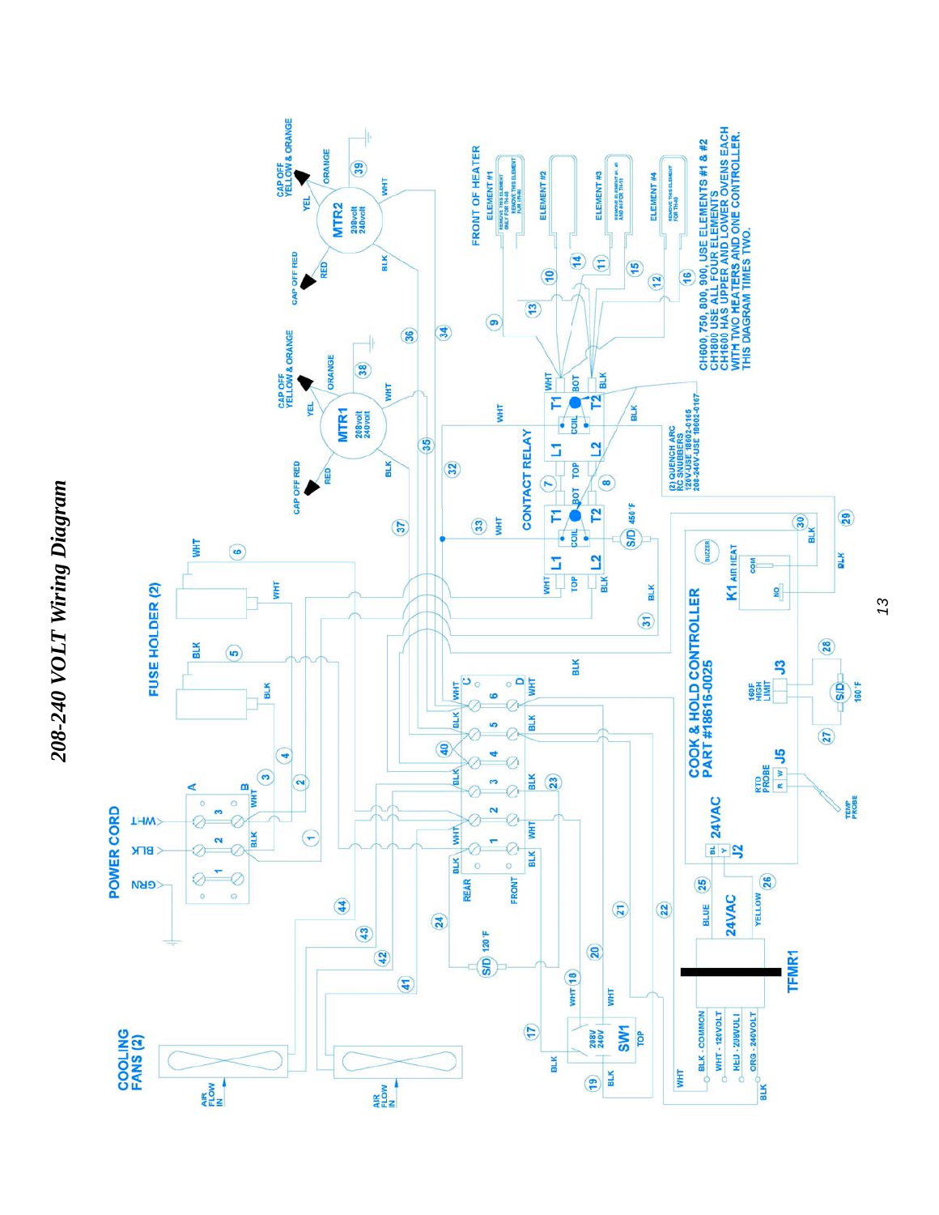# 208-240 VOLT Wiring Diagram

POWER CORD

GRN BLK WHT

COOLING FANS (2)

AIR FLOW IN

AIR FLOW IN

FUSE HOLDER (2)

MTR1 208volt 240volt

MTR2 208volt 240volt

CAP OFF RED

CAP OFF YELLOW & ORANGE

FRONT OF HEATER

ELEMENT #1

ELEMENT #2

ELEMENT #3

ELEMENT #4

CONTACT RELAY

S/D 450°F

S/D 120°F

S/D 160°F

(2) QUENCH ARC RC SNUBBERS 120V-USE 18602-0165 208-240V-USE 18602-0167

COOK & HOLD CONTROLLER PART #18616-0025

K1 AIR HEAT

BUZZER

24VAC

J2

J3

J5

RTD PROBE

160F HIGH LIMIT

TEMP PROBE

TFMR1

BLK - COMMON

WHT - 120VOLT

RED - 208VOLT

ORG - 240VOLT

SW1

208V 240V

TOP

REAR

FRONT

CH600, 750, 800, 900, USE ELEMENTS #1 & #2
CH1800 USE ALL FOUR ELEMENTS
CH1600 HAS UPPER AND LOWER OVENS EACH WITH TWO HEATERS AND ONE CONTROLLER.
THIS DIAGRAM TIMES TWO.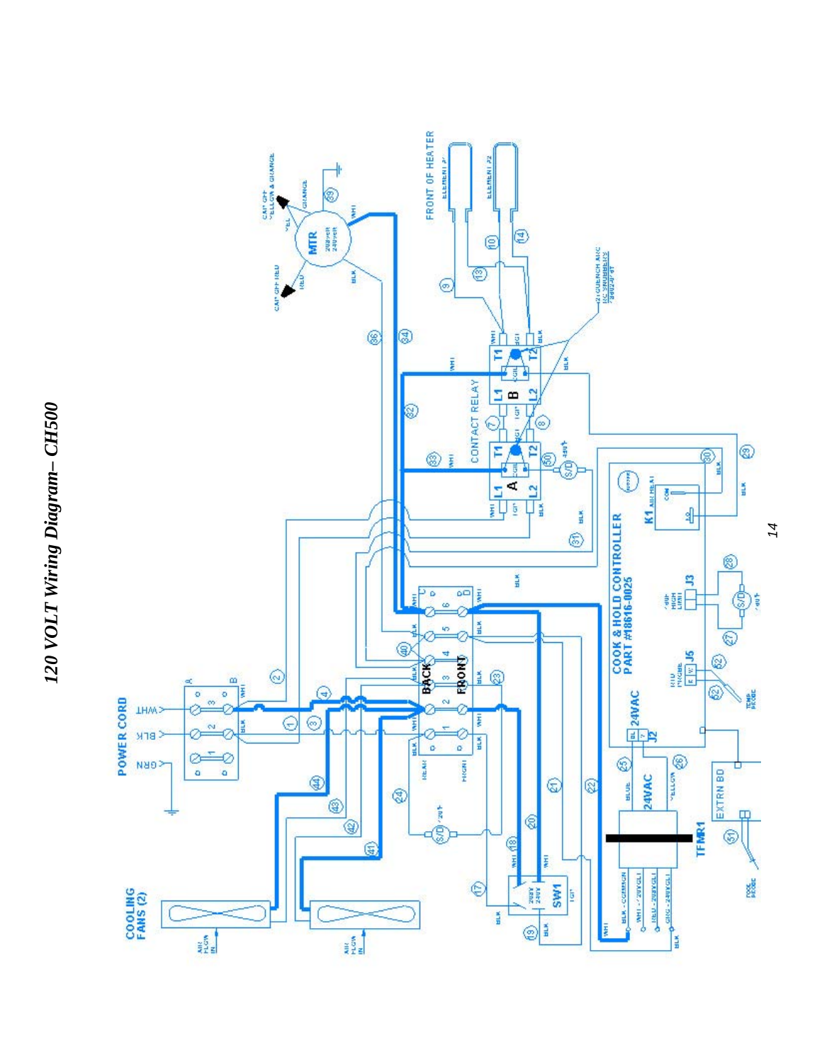# 120 VOLT Wiring Diagram– CH500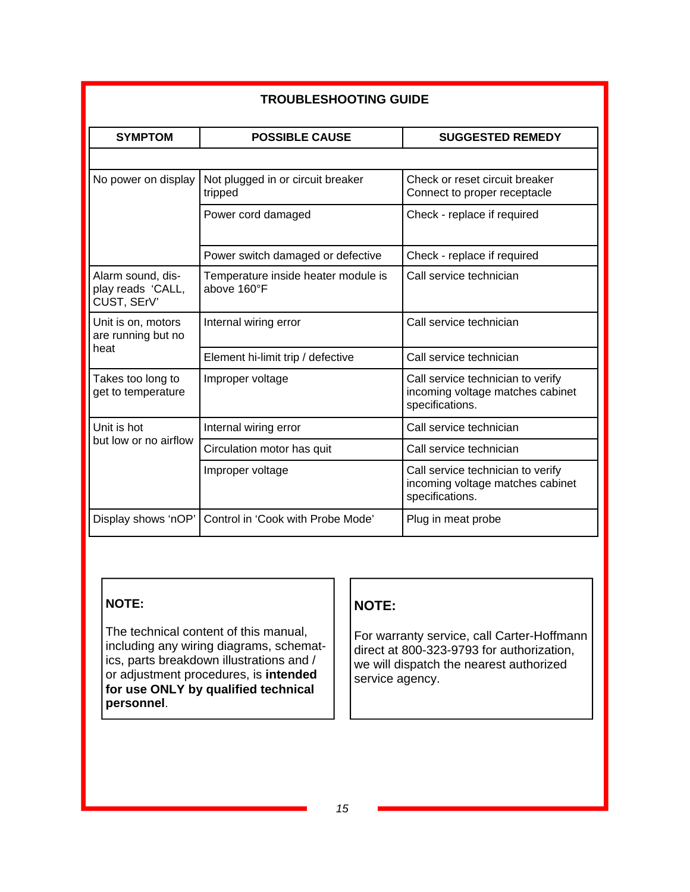## TROUBLESHOOTING GUIDE

| SYMPTOM | POSSIBLE CAUSE | SUGGESTED REMEDY |
|---|---|---|
| | | |
| No power on display | Not plugged in or circuit breaker tripped | Check or reset circuit breaker<br>Connect to proper receptacle |
| | Power cord damaged | Check - replace if required |
| | Power switch damaged or defective | Check - replace if required |
| Alarm sound, display reads 'CALL, CUST, SErV' | Temperature inside heater module is above 160°F | Call service technician |
| Unit is on, motors are running but no heat | Internal wiring error | Call service technician |
| | Element hi-limit trip / defective | Call service technician |
| Takes too long to get to temperature | Improper voltage | Call service technician to verify incoming voltage matches cabinet specifications. |
| Unit is hot but low or no airflow | Internal wiring error | Call service technician |
| | Circulation motor has quit | Call service technician |
| | Improper voltage | Call service technician to verify incoming voltage matches cabinet specifications. |
| Display shows 'nOP' | Control in 'Cook with Probe Mode' | Plug in meat probe |

**NOTE:**

The technical content of this manual, including any wiring diagrams, schematics, parts breakdown illustrations and / or adjustment procedures, is **intended for use ONLY by qualified technical personnel**.

**NOTE:**

For warranty service, call Carter-Hoffmann direct at 800-323-9793 for authorization, we will dispatch the nearest authorized service agency.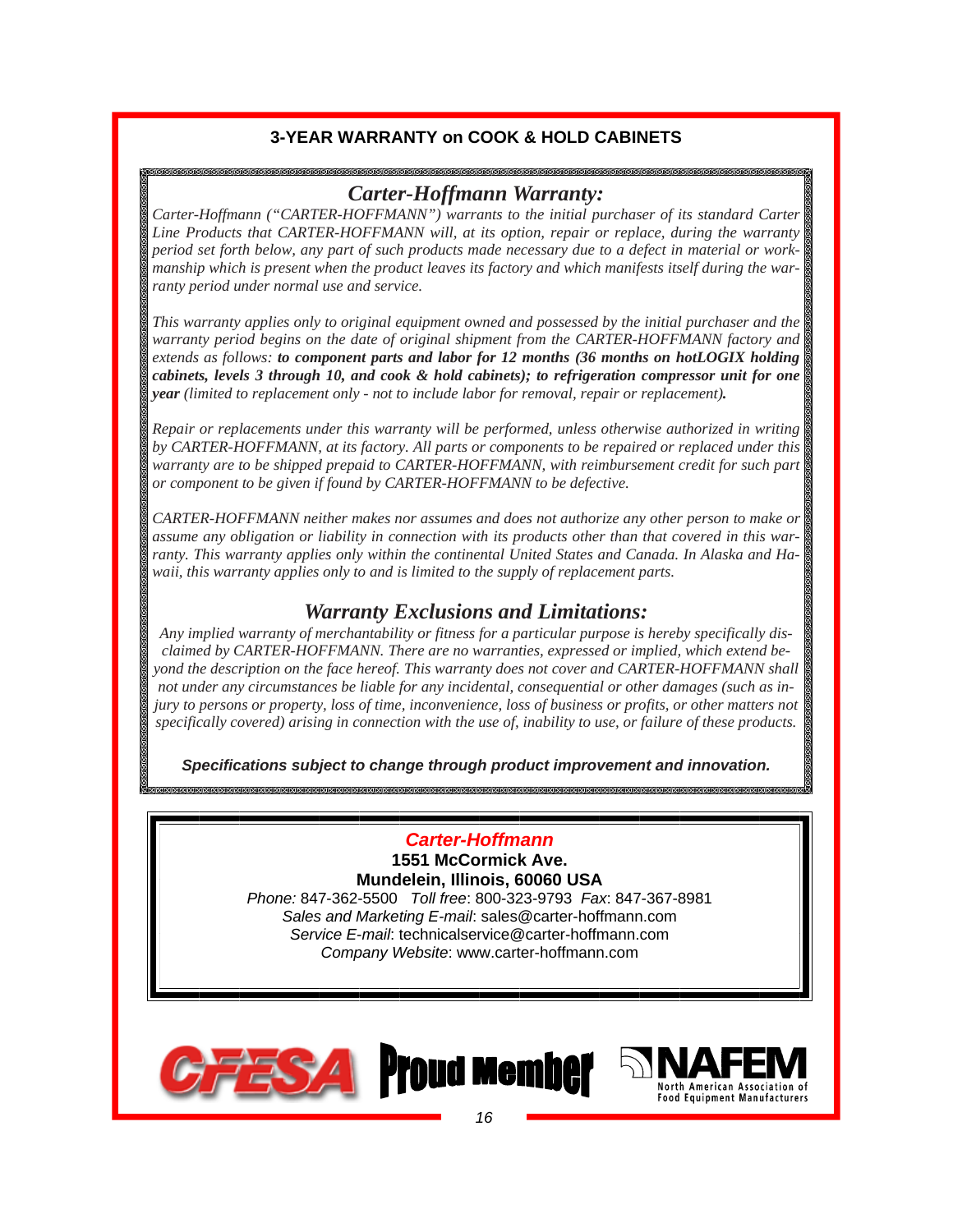## 3-YEAR WARRANTY on COOK & HOLD CABINETS

### *Carter-Hoffmann Warranty:*

*Carter-Hoffmann ("CARTER-HOFFMANN") warrants to the initial purchaser of its standard Carter Line Products that CARTER-HOFFMANN will, at its option, repair or replace, during the warranty period set forth below, any part of such products made necessary due to a defect in material or workmanship which is present when the product leaves its factory and which manifests itself during the warranty period under normal use and service.*

*This warranty applies only to original equipment owned and possessed by the initial purchaser and the warranty period begins on the date of original shipment from the CARTER-HOFFMANN factory and extends as follows: **to component parts and labor for 12 months (36 months on hotLOGIX holding cabinets, levels 3 through 10, and cook & hold cabinets); to refrigeration compressor unit for one year** (limited to replacement only - not to include labor for removal, repair or replacement)**.***

*Repair or replacements under this warranty will be performed, unless otherwise authorized in writing by CARTER-HOFFMANN, at its factory. All parts or components to be repaired or replaced under this warranty are to be shipped prepaid to CARTER-HOFFMANN, with reimbursement credit for such part or component to be given if found by CARTER-HOFFMANN to be defective.*

*CARTER-HOFFMANN neither makes nor assumes and does not authorize any other person to make or assume any obligation or liability in connection with its products other than that covered in this warranty. This warranty applies only within the continental United States and Canada. In Alaska and Hawaii, this warranty applies only to and is limited to the supply of replacement parts.*

### *Warranty Exclusions and Limitations:*

*Any implied warranty of merchantability or fitness for a particular purpose is hereby specifically disclaimed by CARTER-HOFFMANN. There are no warranties, expressed or implied, which extend beyond the description on the face hereof. This warranty does not cover and CARTER-HOFFMANN shall not under any circumstances be liable for any incidental, consequential or other damages (such as injury to persons or property, loss of time, inconvenience, loss of business or profits, or other matters not specifically covered) arising in connection with the use of, inability to use, or failure of these products.*

***Specifications subject to change through product improvement and innovation.***

***Carter-Hoffmann***
**1551 McCormick Ave.**
**Mundelein, Illinois, 60060 USA**
*Phone:* 847-362-5500 *Toll free*: 800-323-9793 *Fax*: 847-367-8981
*Sales and Marketing E-mail*: sales@carter-hoffmann.com
*Service E-mail*: technicalservice@carter-hoffmann.com
*Company Website*: www.carter-hoffmann.com

CFESA Proud Member NAFEM North American Association of Food Equipment Manufacturers